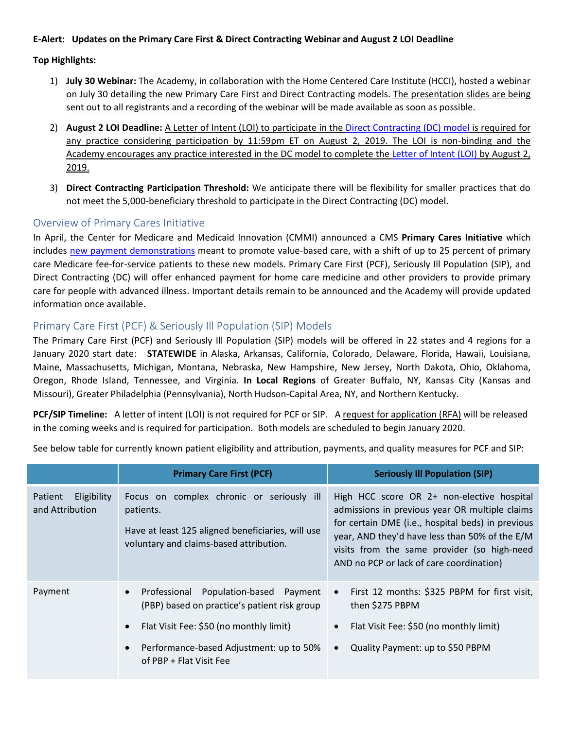**E-Alert: Updates on the Primary Care First & Direct Contracting Webinar and August 2 LOI Deadline**

**Top Highlights:**

1) **July 30 Webinar:** The Academy, in collaboration with the Home Centered Care Institute (HCCI), hosted a webinar on July 30 detailing the new Primary Care First and Direct Contracting models. The presentation slides are being sent out to all registrants and a recording of the webinar will be made available as soon as possible.
2) **August 2 LOI Deadline:** A Letter of Intent (LOI) to participate in the Direct Contracting (DC) model is required for any practice considering participation by 11:59pm ET on August 2, 2019. The LOI is non-binding and the Academy encourages any practice interested in the DC model to complete the Letter of Intent (LOI) by August 2, 2019.
3) **Direct Contracting Participation Threshold:** We anticipate there will be flexibility for smaller practices that do not meet the 5,000-beneficiary threshold to participate in the Direct Contracting (DC) model.

## Overview of Primary Cares Initiative

In April, the Center for Medicare and Medicaid Innovation (CMMI) announced a CMS **Primary Cares Initiative** which includes new payment demonstrations meant to promote value-based care, with a shift of up to 25 percent of primary care Medicare fee-for-service patients to these new models. Primary Care First (PCF), Seriously Ill Population (SIP), and Direct Contracting (DC) will offer enhanced payment for home care medicine and other providers to provide primary care for people with advanced illness. Important details remain to be announced and the Academy will provide updated information once available.

## Primary Care First (PCF) & Seriously Ill Population (SIP) Models

The Primary Care First (PCF) and Seriously Ill Population (SIP) models will be offered in 22 states and 4 regions for a January 2020 start date: **STATEWIDE** in Alaska, Arkansas, California, Colorado, Delaware, Florida, Hawaii, Louisiana, Maine, Massachusetts, Michigan, Montana, Nebraska, New Hampshire, New Jersey, North Dakota, Ohio, Oklahoma, Oregon, Rhode Island, Tennessee, and Virginia. **In Local Regions** of Greater Buffalo, NY, Kansas City (Kansas and Missouri), Greater Philadelphia (Pennsylvania), North Hudson-Capital Area, NY, and Northern Kentucky.

**PCF/SIP Timeline:** A letter of intent (LOI) is not required for PCF or SIP. A request for application (RFA) will be released in the coming weeks and is required for participation. Both models are scheduled to begin January 2020.

See below table for currently known patient eligibility and attribution, payments, and quality measures for PCF and SIP:

| | Primary Care First (PCF) | Seriously Ill Population (SIP) |
|---|---|---|
| Patient Eligibility and Attribution | Focus on complex chronic or seriously ill patients.<br><br>Have at least 125 aligned beneficiaries, will use voluntary and claims-based attribution. | High HCC score OR 2+ non-elective hospital admissions in previous year OR multiple claims for certain DME (i.e., hospital beds) in previous year, AND they'd have less than 50% of the E/M visits from the same provider (so high-need AND no PCP or lack of care coordination) |
| Payment | • Professional Population-based Payment (PBP) based on practice's patient risk group<br>• Flat Visit Fee: $50 (no monthly limit)<br>• Performance-based Adjustment: up to 50% of PBP + Flat Visit Fee | • First 12 months: $325 PBPM for first visit, then $275 PBPM<br>• Flat Visit Fee: $50 (no monthly limit)<br>• Quality Payment: up to $50 PBPM |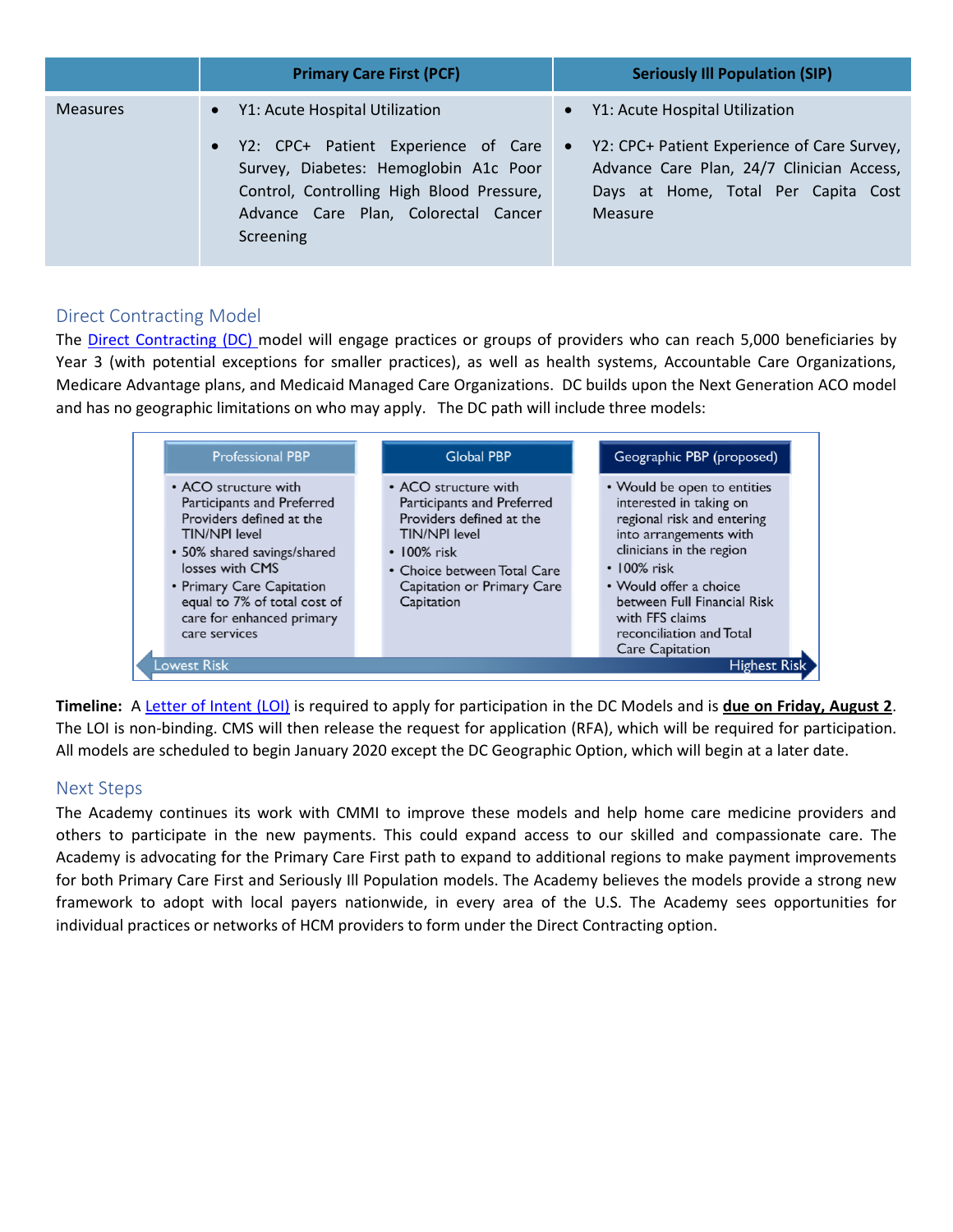| | Primary Care First (PCF) | Seriously Ill Population (SIP) |
|---|---|---|
| Measures | • Y1: Acute Hospital Utilization<br>• Y2: CPC+ Patient Experience of Care Survey, Diabetes: Hemoglobin A1c Poor Control, Controlling High Blood Pressure, Advance Care Plan, Colorectal Cancer Screening | • Y1: Acute Hospital Utilization<br>• Y2: CPC+ Patient Experience of Care Survey, Advance Care Plan, 24/7 Clinician Access, Days at Home, Total Per Capita Cost Measure |

## Direct Contracting Model

The Direct Contracting (DC) model will engage practices or groups of providers who can reach 5,000 beneficiaries by Year 3 (with potential exceptions for smaller practices), as well as health systems, Accountable Care Organizations, Medicare Advantage plans, and Medicaid Managed Care Organizations. DC builds upon the Next Generation ACO model and has no geographic limitations on who may apply. The DC path will include three models:

| Professional PBP | Global PBP | Geographic PBP (proposed) |
|---|---|---|
| • ACO structure with Participants and Preferred Providers defined at the TIN/NPI level<br>• 50% shared savings/shared losses with CMS<br>• Primary Care Capitation equal to 7% of total cost of care for enhanced primary care services | • ACO structure with Participants and Preferred Providers defined at the TIN/NPI level<br>• 100% risk<br>• Choice between Total Care Capitation or Primary Care Capitation | • Would be open to entities interested in taking on regional risk and entering into arrangements with clinicians in the region<br>• 100% risk<br>• Would offer a choice between Full Financial Risk with FFS claims reconciliation and Total Care Capitation |

Lowest Risk → Highest Risk

**Timeline:** A Letter of Intent (LOI) is required to apply for participation in the DC Models and is **due on Friday, August 2**. The LOI is non-binding. CMS will then release the request for application (RFA), which will be required for participation. All models are scheduled to begin January 2020 except the DC Geographic Option, which will begin at a later date.

## Next Steps

The Academy continues its work with CMMI to improve these models and help home care medicine providers and others to participate in the new payments. This could expand access to our skilled and compassionate care. The Academy is advocating for the Primary Care First path to expand to additional regions to make payment improvements for both Primary Care First and Seriously Ill Population models. The Academy believes the models provide a strong new framework to adopt with local payers nationwide, in every area of the U.S. The Academy sees opportunities for individual practices or networks of HCM providers to form under the Direct Contracting option.